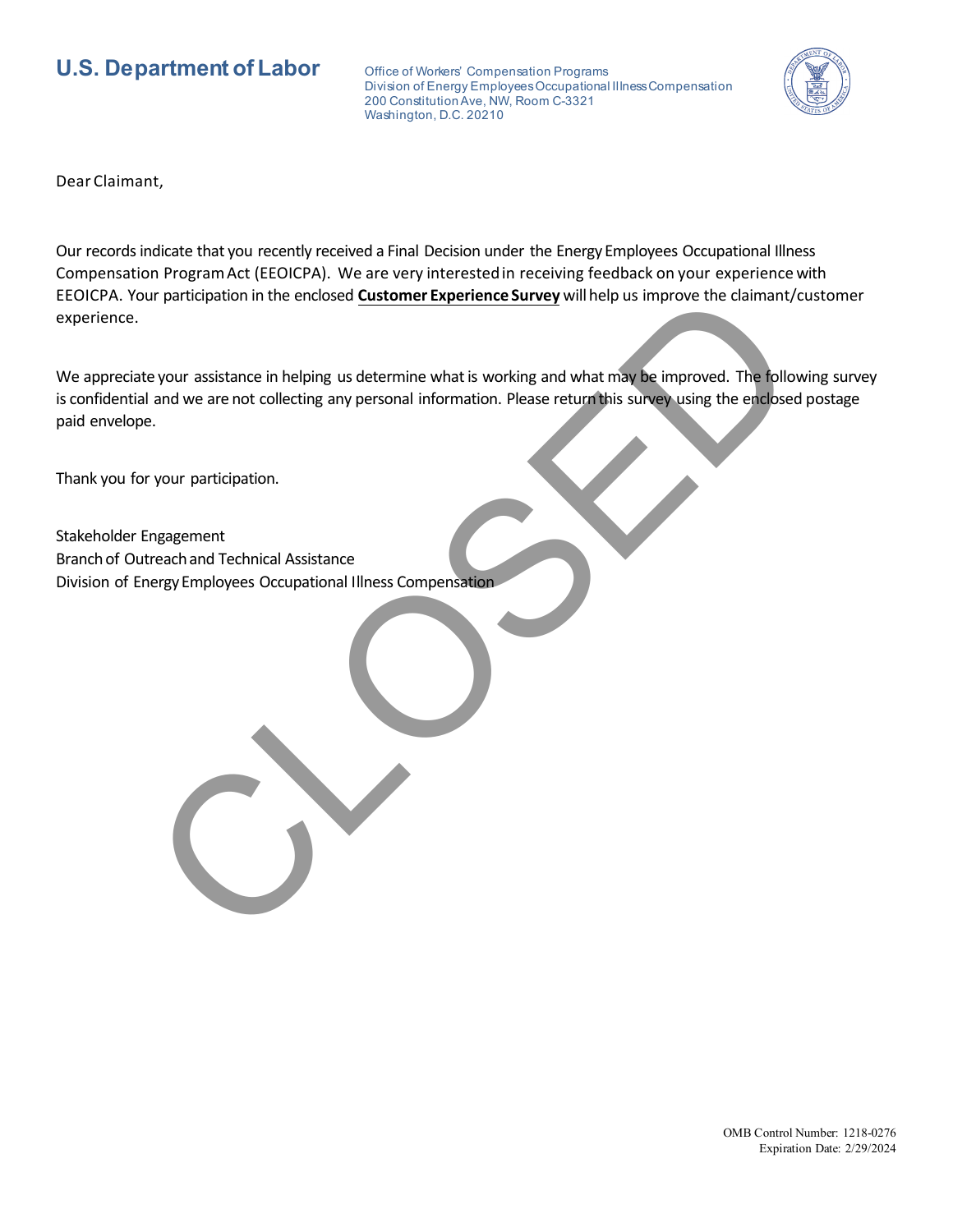# U.S. Department of Labor

Office of Workers' Compensation Programs
Division of Energy Employees Occupational Illness Compensation
200 Constitution Ave, NW, Room C-3321
Washington, D.C. 20210

CLOSED

Dear Claimant,

Our records indicate that you recently received a Final Decision under the Energy Employees Occupational Illness Compensation Program Act (EEOICPA). We are very interested in receiving feedback on your experience with EEOICPA. Your participation in the enclosed **Customer Experience Survey** will help us improve the claimant/customer experience.

We appreciate your assistance in helping us determine what is working and what may be improved. The following survey is confidential and we are not collecting any personal information. Please return this survey using the enclosed postage paid envelope.

Thank you for your participation.

Stakeholder Engagement
Branch of Outreach and Technical Assistance
Division of Energy Employees Occupational Illness Compensation

OMB Control Number: 1218-0276
Expiration Date: 2/29/2024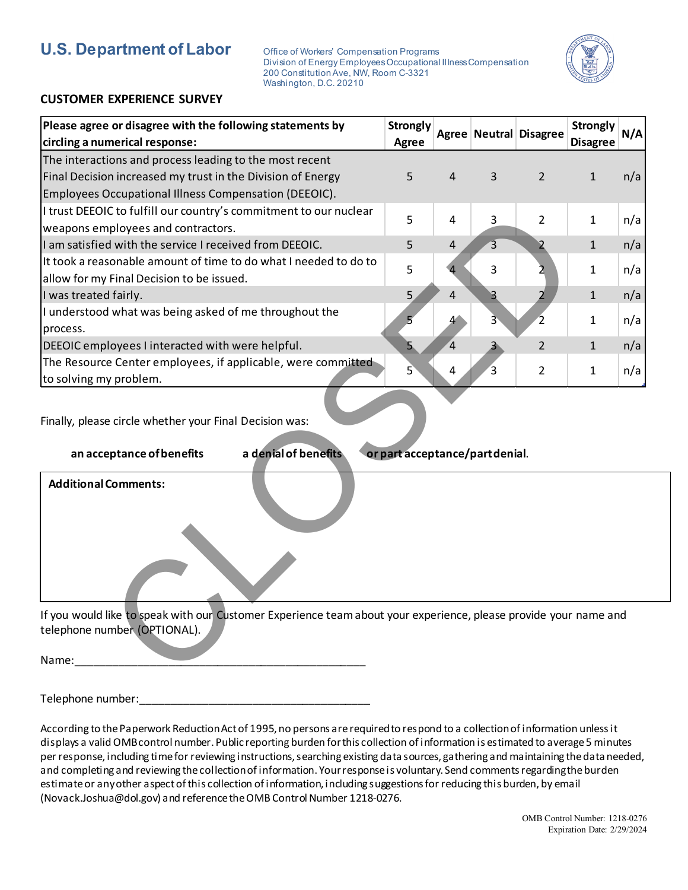# U.S. Department of Labor

Office of Workers' Compensation Programs
Division of Energy Employees Occupational Illness Compensation
200 Constitution Ave, NW, Room C-3321
Washington, D.C. 20210

## CUSTOMER EXPERIENCE SURVEY

| Please agree or disagree with the following statements by circling a numerical response: | Strongly Agree | Agree | Neutral | Disagree | Strongly Disagree | N/A |
|---|---|---|---|---|---|---|
| The interactions and process leading to the most recent Final Decision increased my trust in the Division of Energy Employees Occupational Illness Compensation (DEEOIC). | 5 | 4 | 3 | 2 | 1 | n/a |
| I trust DEEOIC to fulfill our country's commitment to our nuclear weapons employees and contractors. | 5 | 4 | 3 | 2 | 1 | n/a |
| I am satisfied with the service I received from DEEOIC. | 5 | 4 | 3 | 2 | 1 | n/a |
| It took a reasonable amount of time to do what I needed to do to allow for my Final Decision to be issued. | 5 | 4 | 3 | 2 | 1 | n/a |
| I was treated fairly. | 5 | 4 | 3 | 2 | 1 | n/a |
| I understood what was being asked of me throughout the process. | 5 | 4 | 3 | 2 | 1 | n/a |
| DEEOIC employees I interacted with were helpful. | 5 | 4 | 3 | 2 | 1 | n/a |
| The Resource Center employees, if applicable, were committed to solving my problem. | 5 | 4 | 3 | 2 | 1 | n/a |

CLOSED

Finally, please circle whether your Final Decision was:

**an acceptance of benefits** **a denial of benefits** **or part acceptance/part denial**.

**Additional Comments:**

If you would like to speak with our Customer Experience team about your experience, please provide your name and telephone number (OPTIONAL).

Name:\_\_\_\_\_\_\_\_\_\_\_\_\_\_\_\_\_\_\_\_\_\_\_\_\_\_\_\_\_\_\_\_\_\_\_\_\_\_\_\_\_\_\_\_\_\_

Telephone number:\_\_\_\_\_\_\_\_\_\_\_\_\_\_\_\_\_\_\_\_\_\_\_\_\_\_\_\_\_\_\_\_\_\_\_\_\_\_\_

According to the Paperwork Reduction Act of 1995, no persons are required to respond to a collection of information unless it displays a valid OMB control number. Public reporting burden for this collection of information is estimated to average 5 minutes per response, including time for reviewing instructions, searching existing data sources, gathering and maintaining the data needed, and completing and reviewing the collection of information. Your response is voluntary. Send comments regarding the burden estimate or any other aspect of this collection of information, including suggestions for reducing this burden, by email (Novack.Joshua@dol.gov) and reference the OMB Control Number 1218-0276.

OMB Control Number: 1218-0276
Expiration Date: 2/29/2024